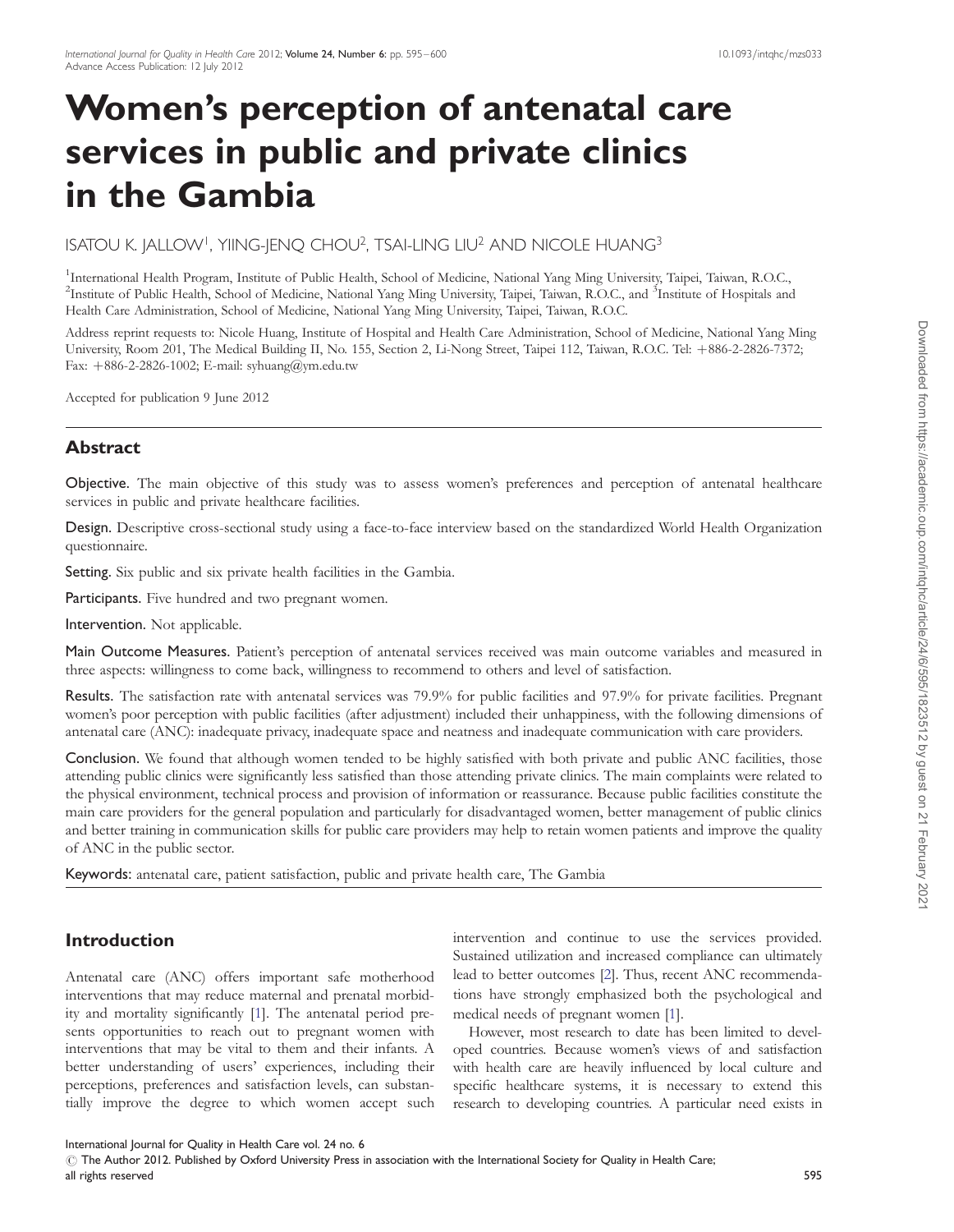# Women's perception of antenatal care services in public and private clinics in the Gambia

ISATOU K. JALLOW[1], YIING-JENQ CHOU[2], TSAI-LING LIU[2] AND NICOLE HUANG[3]

[1]International Health Program, Institute of Public Health, School of Medicine, National Yang Ming University, Taipei, Taiwan, R.O.C., [2]Institute of Public Health, School of Medicine, National Yang Ming University, Taipei, Taiwan, R.O.C., and [3]Institute of Hospitals and Health Care Administration, School of Medicine, National Yang Ming University, Taipei, Taiwan, R.O.C.

Address reprint requests to: Nicole Huang, Institute of Hospital and Health Care Administration, School of Medicine, National Yang Ming University, Room 201, The Medical Building II, No. 155, Section 2, Li-Nong Street, Taipei 112, Taiwan, R.O.C. Tel: +886-2-2826-7372; Fax: +886-2-2826-1002; E-mail: syhuang@ym.edu.tw

Accepted for publication 9 June 2012

## Abstract

**Objective.** The main objective of this study was to assess women's preferences and perception of antenatal healthcare services in public and private healthcare facilities.

**Design.** Descriptive cross-sectional study using a face-to-face interview based on the standardized World Health Organization questionnaire.

**Setting.** Six public and six private health facilities in the Gambia.

**Participants.** Five hundred and two pregnant women.

**Intervention.** Not applicable.

**Main Outcome Measures.** Patient's perception of antenatal services received was main outcome variables and measured in three aspects: willingness to come back, willingness to recommend to others and level of satisfaction.

**Results.** The satisfaction rate with antenatal services was 79.9% for public facilities and 97.9% for private facilities. Pregnant women's poor perception with public facilities (after adjustment) included their unhappiness, with the following dimensions of antenatal care (ANC): inadequate privacy, inadequate space and neatness and inadequate communication with care providers.

**Conclusion.** We found that although women tended to be highly satisfied with both private and public ANC facilities, those attending public clinics were significantly less satisfied than those attending private clinics. The main complaints were related to the physical environment, technical process and provision of information or reassurance. Because public facilities constitute the main care providers for the general population and particularly for disadvantaged women, better management of public clinics and better training in communication skills for public care providers may help to retain women patients and improve the quality of ANC in the public sector.

**Keywords:** antenatal care, patient satisfaction, public and private health care, The Gambia

## Introduction

Antenatal care (ANC) offers important safe motherhood interventions that may reduce maternal and prenatal morbidity and mortality significantly [1]. The antenatal period presents opportunities to reach out to pregnant women with interventions that may be vital to them and their infants. A better understanding of users' experiences, including their perceptions, preferences and satisfaction levels, can substantially improve the degree to which women accept such intervention and continue to use the services provided. Sustained utilization and increased compliance can ultimately lead to better outcomes [2]. Thus, recent ANC recommendations have strongly emphasized both the psychological and medical needs of pregnant women [1].

However, most research to date has been limited to developed countries. Because women's views of and satisfaction with health care are heavily influenced by local culture and specific healthcare systems, it is necessary to extend this research to developing countries. A particular need exists in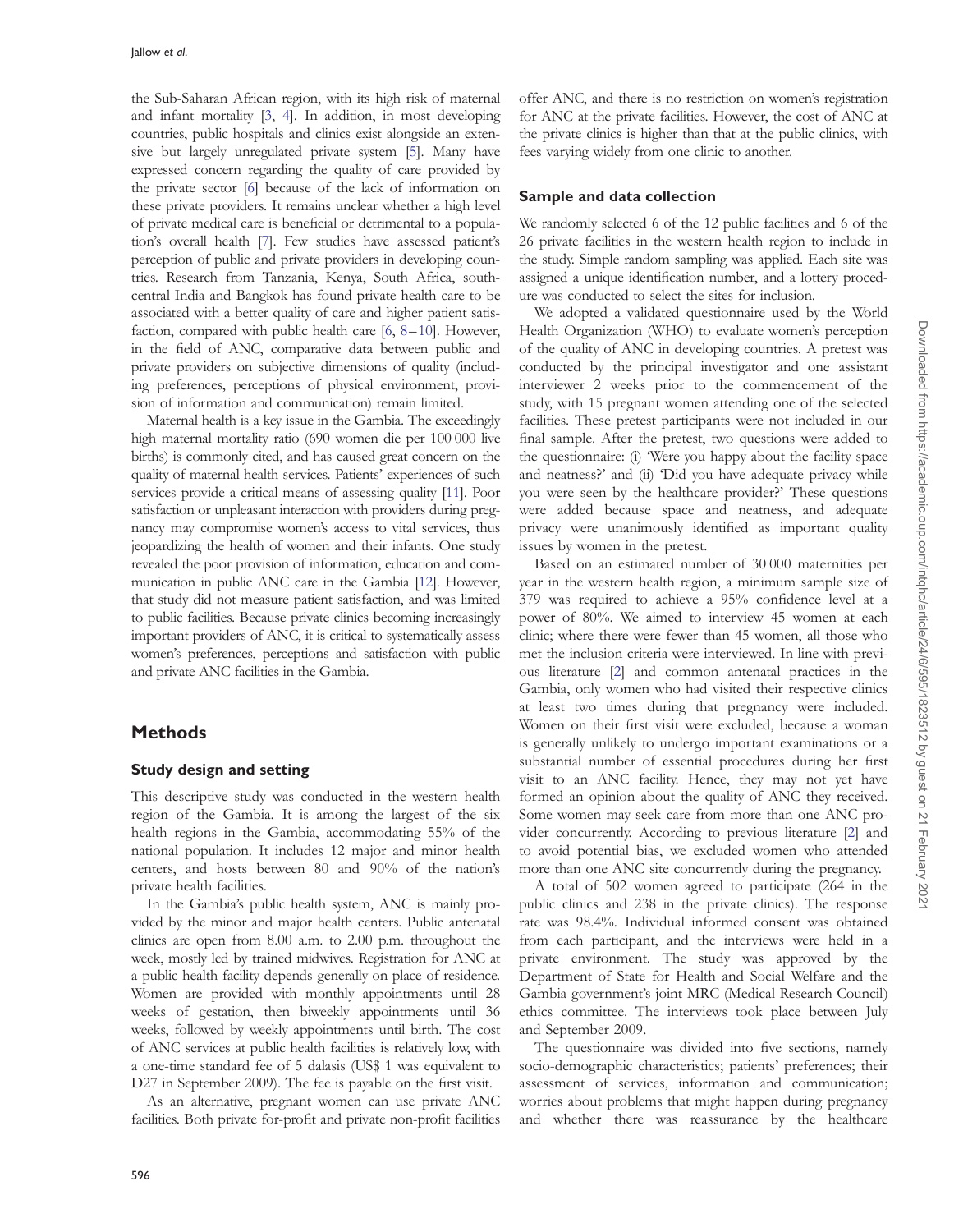the Sub-Saharan African region, with its high risk of maternal and infant mortality [3, 4]. In addition, in most developing countries, public hospitals and clinics exist alongside an extensive but largely unregulated private system [5]. Many have expressed concern regarding the quality of care provided by the private sector [6] because of the lack of information on these private providers. It remains unclear whether a high level of private medical care is beneficial or detrimental to a population's overall health [7]. Few studies have assessed patient's perception of public and private providers in developing countries. Research from Tanzania, Kenya, South Africa, south-central India and Bangkok has found private health care to be associated with a better quality of care and higher patient satisfaction, compared with public health care [6, 8–10]. However, in the field of ANC, comparative data between public and private providers on subjective dimensions of quality (including preferences, perceptions of physical environment, provision of information and communication) remain limited.

Maternal health is a key issue in the Gambia. The exceedingly high maternal mortality ratio (690 women die per 100 000 live births) is commonly cited, and has caused great concern on the quality of maternal health services. Patients' experiences of such services provide a critical means of assessing quality [11]. Poor satisfaction or unpleasant interaction with providers during pregnancy may compromise women's access to vital services, thus jeopardizing the health of women and their infants. One study revealed the poor provision of information, education and communication in public ANC care in the Gambia [12]. However, that study did not measure patient satisfaction, and was limited to public facilities. Because private clinics becoming increasingly important providers of ANC, it is critical to systematically assess women's preferences, perceptions and satisfaction with public and private ANC facilities in the Gambia.

## Methods

### Study design and setting

This descriptive study was conducted in the western health region of the Gambia. It is among the largest of the six health regions in the Gambia, accommodating 55% of the national population. It includes 12 major and minor health centers, and hosts between 80 and 90% of the nation's private health facilities.

In the Gambia's public health system, ANC is mainly provided by the minor and major health centers. Public antenatal clinics are open from 8.00 a.m. to 2.00 p.m. throughout the week, mostly led by trained midwives. Registration for ANC at a public health facility depends generally on place of residence. Women are provided with monthly appointments until 28 weeks of gestation, then biweekly appointments until 36 weeks, followed by weekly appointments until birth. The cost of ANC services at public health facilities is relatively low, with a one-time standard fee of 5 dalasis (US$ 1 was equivalent to D27 in September 2009). The fee is payable on the first visit.

As an alternative, pregnant women can use private ANC facilities. Both private for-profit and private non-profit facilities offer ANC, and there is no restriction on women's registration for ANC at the private facilities. However, the cost of ANC at the private clinics is higher than that at the public clinics, with fees varying widely from one clinic to another.

### Sample and data collection

We randomly selected 6 of the 12 public facilities and 6 of the 26 private facilities in the western health region to include in the study. Simple random sampling was applied. Each site was assigned a unique identification number, and a lottery procedure was conducted to select the sites for inclusion.

We adopted a validated questionnaire used by the World Health Organization (WHO) to evaluate women's perception of the quality of ANC in developing countries. A pretest was conducted by the principal investigator and one assistant interviewer 2 weeks prior to the commencement of the study, with 15 pregnant women attending one of the selected facilities. These pretest participants were not included in our final sample. After the pretest, two questions were added to the questionnaire: (i) 'Were you happy about the facility space and neatness?' and (ii) 'Did you have adequate privacy while you were seen by the healthcare provider?' These questions were added because space and neatness, and adequate privacy were unanimously identified as important quality issues by women in the pretest.

Based on an estimated number of 30 000 maternities per year in the western health region, a minimum sample size of 379 was required to achieve a 95% confidence level at a power of 80%. We aimed to interview 45 women at each clinic; where there were fewer than 45 women, all those who met the inclusion criteria were interviewed. In line with previous literature [2] and common antenatal practices in the Gambia, only women who had visited their respective clinics at least two times during that pregnancy were included. Women on their first visit were excluded, because a woman is generally unlikely to undergo important examinations or a substantial number of essential procedures during her first visit to an ANC facility. Hence, they may not yet have formed an opinion about the quality of ANC they received. Some women may seek care from more than one ANC provider concurrently. According to previous literature [2] and to avoid potential bias, we excluded women who attended more than one ANC site concurrently during the pregnancy.

A total of 502 women agreed to participate (264 in the public clinics and 238 in the private clinics). The response rate was 98.4%. Individual informed consent was obtained from each participant, and the interviews were held in a private environment. The study was approved by the Department of State for Health and Social Welfare and the Gambia government's joint MRC (Medical Research Council) ethics committee. The interviews took place between July and September 2009.

The questionnaire was divided into five sections, namely socio-demographic characteristics; patients' preferences; their assessment of services, information and communication; worries about problems that might happen during pregnancy and whether there was reassurance by the healthcare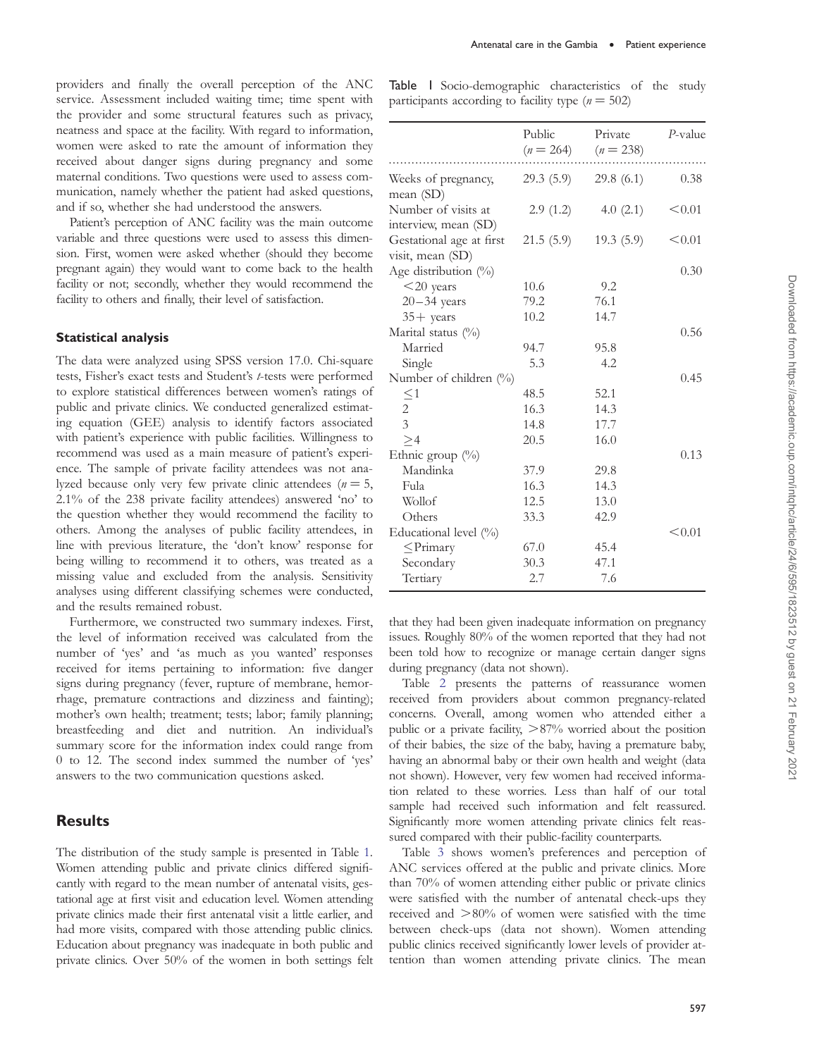providers and finally the overall perception of the ANC service. Assessment included waiting time; time spent with the provider and some structural features such as privacy, neatness and space at the facility. With regard to information, women were asked to rate the amount of information they received about danger signs during pregnancy and some maternal conditions. Two questions were used to assess communication, namely whether the patient had asked questions, and if so, whether she had understood the answers.

Patient's perception of ANC facility was the main outcome variable and three questions were used to assess this dimension. First, women were asked whether (should they become pregnant again) they would want to come back to the health facility or not; secondly, whether they would recommend the facility to others and finally, their level of satisfaction.

### Statistical analysis

The data were analyzed using SPSS version 17.0. Chi-square tests, Fisher's exact tests and Student's *t*-tests were performed to explore statistical differences between women's ratings of public and private clinics. We conducted generalized estimating equation (GEE) analysis to identify factors associated with patient's experience with public facilities. Willingness to recommend was used as a main measure of patient's experience. The sample of private facility attendees was not analyzed because only very few private clinic attendees ($n = 5$, 2.1% of the 238 private facility attendees) answered 'no' to the question whether they would recommend the facility to others. Among the analyses of public facility attendees, in line with previous literature, the 'don't know' response for being willing to recommend it to others, was treated as a missing value and excluded from the analysis. Sensitivity analyses using different classifying schemes were conducted, and the results remained robust.

Furthermore, we constructed two summary indexes. First, the level of information received was calculated from the number of 'yes' and 'as much as you wanted' responses received for items pertaining to information: five danger signs during pregnancy (fever, rupture of membrane, hemorrhage, premature contractions and dizziness and fainting); mother's own health; treatment; tests; labor; family planning; breastfeeding and diet and nutrition. An individual's summary score for the information index could range from 0 to 12. The second index summed the number of 'yes' answers to the two communication questions asked.

## Results

The distribution of the study sample is presented in Table 1. Women attending public and private clinics differed significantly with regard to the mean number of antenatal visits, gestational age at first visit and education level. Women attending private clinics made their first antenatal visit a little earlier, and had more visits, compared with those attending public clinics. Education about pregnancy was inadequate in both public and private clinics. Over 50% of the women in both settings felt that they had been given inadequate information on pregnancy issues. Roughly 80% of the women reported that they had not been told how to recognize or manage certain danger signs during pregnancy (data not shown).

**Table 1** Socio-demographic characteristics of the study participants according to facility type ($n = 502$)

| | Public ($n = 264$) | Private ($n = 238$) | *P*-value |
|---|---|---|---|
| Weeks of pregnancy, mean (SD) | 29.3 (5.9) | 29.8 (6.1) | 0.38 |
| Number of visits at interview, mean (SD) | 2.9 (1.2) | 4.0 (2.1) | <0.01 |
| Gestational age at first visit, mean (SD) | 21.5 (5.9) | 19.3 (5.9) | <0.01 |
| Age distribution (%) | | | 0.30 |
| <20 years | 10.6 | 9.2 | |
| 20–34 years | 79.2 | 76.1 | |
| 35+ years | 10.2 | 14.7 | |
| Marital status (%) | | | 0.56 |
| Married | 94.7 | 95.8 | |
| Single | 5.3 | 4.2 | |
| Number of children (%) | | | 0.45 |
| ≤1 | 48.5 | 52.1 | |
| 2 | 16.3 | 14.3 | |
| 3 | 14.8 | 17.7 | |
| ≥4 | 20.5 | 16.0 | |
| Ethnic group (%) | | | 0.13 |
| Mandinka | 37.9 | 29.8 | |
| Fula | 16.3 | 14.3 | |
| Wollof | 12.5 | 13.0 | |
| Others | 33.3 | 42.9 | |
| Educational level (%) | | | <0.01 |
| ≤Primary | 67.0 | 45.4 | |
| Secondary | 30.3 | 47.1 | |
| Tertiary | 2.7 | 7.6 | |

Table 2 presents the patterns of reassurance women received from providers about common pregnancy-related concerns. Overall, among women who attended either a public or a private facility, >87% worried about the position of their babies, the size of the baby, having a premature baby, having an abnormal baby or their own health and weight (data not shown). However, very few women had received information related to these worries. Less than half of our total sample had received such information and felt reassured. Significantly more women attending private clinics felt reassured compared with their public-facility counterparts.

Table 3 shows women's preferences and perception of ANC services offered at the public and private clinics. More than 70% of women attending either public or private clinics were satisfied with the number of antenatal check-ups they received and >80% of women were satisfied with the time between check-ups (data not shown). Women attending public clinics received significantly lower levels of provider attention than women attending private clinics. The mean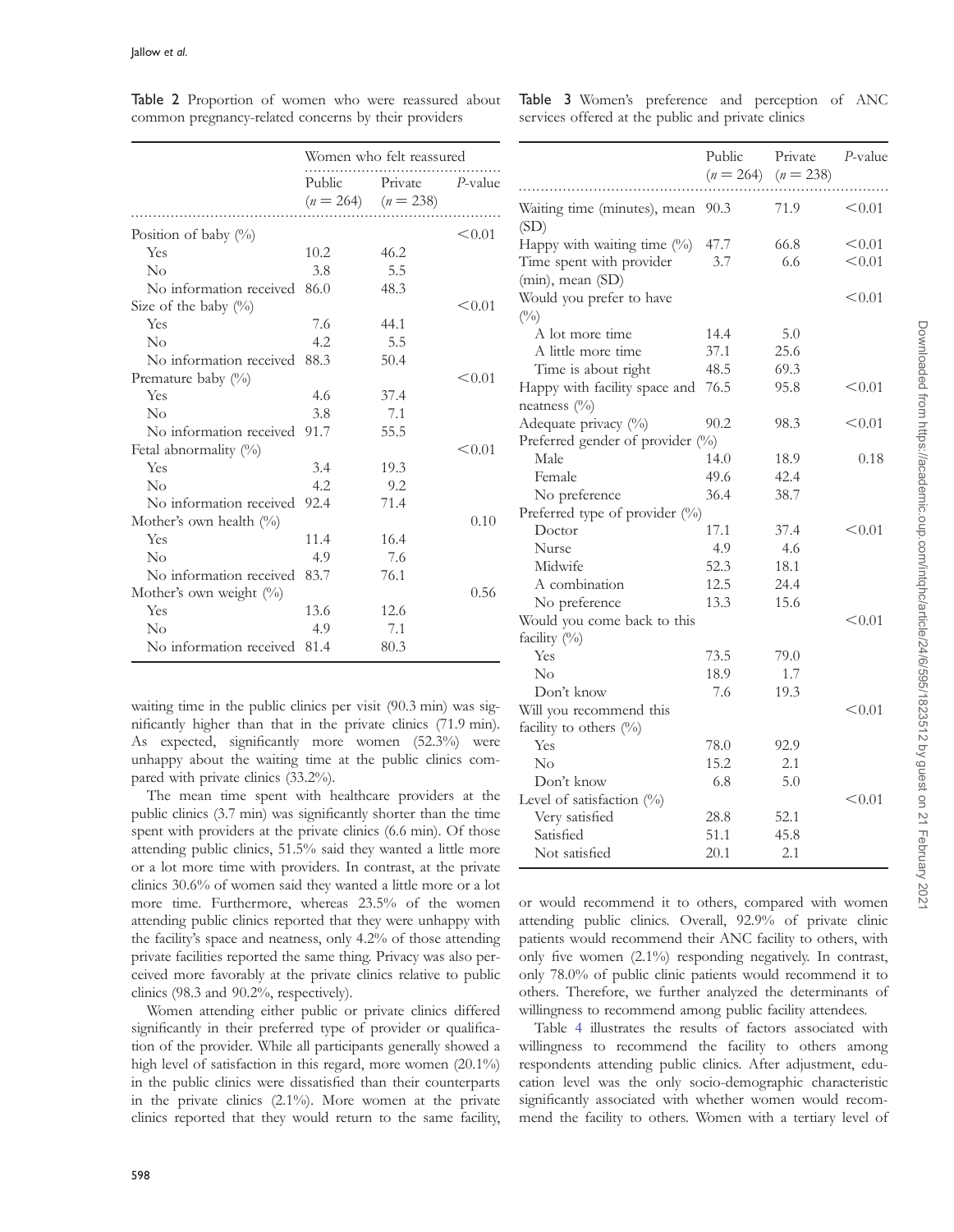Table 2 Proportion of women who were reassured about common pregnancy-related concerns by their providers

| | Women who felt reassured | | |
|---|---|---|---|
| | Public ($n = 264$) | Private ($n = 238$) | P-value |
| Position of baby (%) | | | <0.01 |
| Yes | 10.2 | 46.2 | |
| No | 3.8 | 5.5 | |
| No information received | 86.0 | 48.3 | |
| Size of the baby (%) | | | <0.01 |
| Yes | 7.6 | 44.1 | |
| No | 4.2 | 5.5 | |
| No information received | 88.3 | 50.4 | |
| Premature baby (%) | | | <0.01 |
| Yes | 4.6 | 37.4 | |
| No | 3.8 | 7.1 | |
| No information received | 91.7 | 55.5 | |
| Fetal abnormality (%) | | | <0.01 |
| Yes | 3.4 | 19.3 | |
| No | 4.2 | 9.2 | |
| No information received | 92.4 | 71.4 | |
| Mother's own health (%) | | | 0.10 |
| Yes | 11.4 | 16.4 | |
| No | 4.9 | 7.6 | |
| No information received | 83.7 | 76.1 | |
| Mother's own weight (%) | | | 0.56 |
| Yes | 13.6 | 12.6 | |
| No | 4.9 | 7.1 | |
| No information received | 81.4 | 80.3 | |

waiting time in the public clinics per visit (90.3 min) was significantly higher than that in the private clinics (71.9 min). As expected, significantly more women (52.3%) were unhappy about the waiting time at the public clinics compared with private clinics (33.2%).

The mean time spent with healthcare providers at the public clinics (3.7 min) was significantly shorter than the time spent with providers at the private clinics (6.6 min). Of those attending public clinics, 51.5% said they wanted a little more or a lot more time with providers. In contrast, at the private clinics 30.6% of women said they wanted a little more or a lot more time. Furthermore, whereas 23.5% of the women attending public clinics reported that they were unhappy with the facility's space and neatness, only 4.2% of those attending private facilities reported the same thing. Privacy was also perceived more favorably at the private clinics relative to public clinics (98.3 and 90.2%, respectively).

Women attending either public or private clinics differed significantly in their preferred type of provider or qualification of the provider. While all participants generally showed a high level of satisfaction in this regard, more women (20.1%) in the public clinics were dissatisfied than their counterparts in the private clinics (2.1%). More women at the private clinics reported that they would return to the same facility, or would recommend it to others, compared with women attending public clinics. Overall, 92.9% of private clinic patients would recommend their ANC facility to others, with only five women (2.1%) responding negatively. In contrast, only 78.0% of public clinic patients would recommend it to others. Therefore, we further analyzed the determinants of willingness to recommend among public facility attendees.

Table 3 Women's preference and perception of ANC services offered at the public and private clinics

| | Public ($n = 264$) | Private ($n = 238$) | P-value |
|---|---|---|---|
| Waiting time (minutes), mean (SD) | 90.3 | 71.9 | <0.01 |
| Happy with waiting time (%) | 47.7 | 66.8 | <0.01 |
| Time spent with provider (min), mean (SD) | 3.7 | 6.6 | <0.01 |
| Would you prefer to have (%) | | | <0.01 |
| A lot more time | 14.4 | 5.0 | |
| A little more time | 37.1 | 25.6 | |
| Time is about right | 48.5 | 69.3 | |
| Happy with facility space and neatness (%) | 76.5 | 95.8 | <0.01 |
| Adequate privacy (%) | 90.2 | 98.3 | <0.01 |
| Preferred gender of provider (%) | | | |
| Male | 14.0 | 18.9 | 0.18 |
| Female | 49.6 | 42.4 | |
| No preference | 36.4 | 38.7 | |
| Preferred type of provider (%) | | | |
| Doctor | 17.1 | 37.4 | <0.01 |
| Nurse | 4.9 | 4.6 | |
| Midwife | 52.3 | 18.1 | |
| A combination | 12.5 | 24.4 | |
| No preference | 13.3 | 15.6 | |
| Would you come back to this facility (%) | | | <0.01 |
| Yes | 73.5 | 79.0 | |
| No | 18.9 | 1.7 | |
| Don't know | 7.6 | 19.3 | |
| Will you recommend this facility to others (%) | | | <0.01 |
| Yes | 78.0 | 92.9 | |
| No | 15.2 | 2.1 | |
| Don't know | 6.8 | 5.0 | |
| Level of satisfaction (%) | | | <0.01 |
| Very satisfied | 28.8 | 52.1 | |
| Satisfied | 51.1 | 45.8 | |
| Not satisfied | 20.1 | 2.1 | |

Table 4 illustrates the results of factors associated with willingness to recommend the facility to others among respondents attending public clinics. After adjustment, education level was the only socio-demographic characteristic significantly associated with whether women would recommend the facility to others. Women with a tertiary level of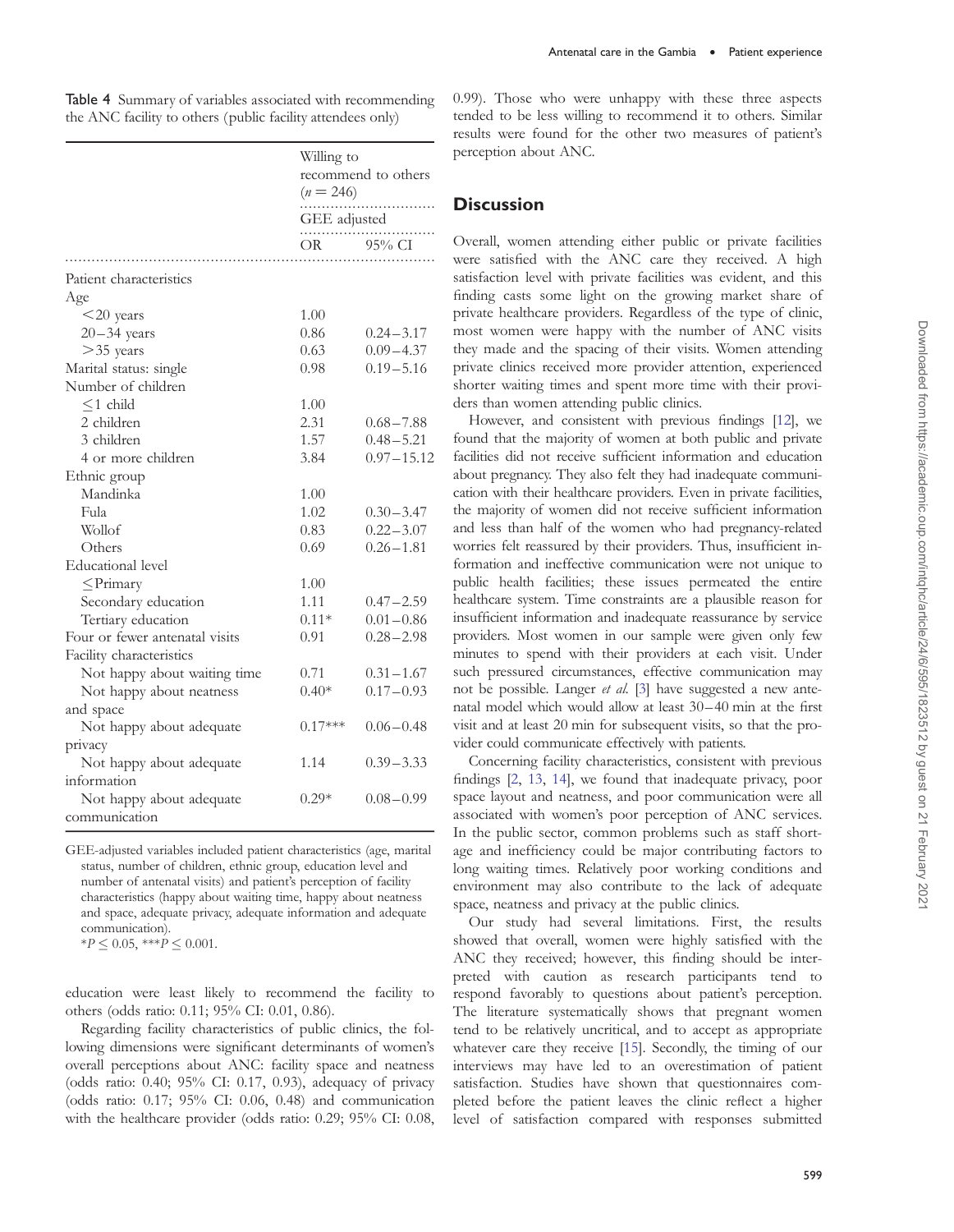**Table 4** Summary of variables associated with recommending the ANC facility to others (public facility attendees only)

| | Willing to recommend to others ($n = 246$) | |
|---|---|---|
| | GEE adjusted | |
| | OR | 95% CI |
| Patient characteristics | | |
| Age | | |
| <20 years | 1.00 | |
| 20–34 years | 0.86 | 0.24–3.17 |
| >35 years | 0.63 | 0.09–4.37 |
| Marital status: single | 0.98 | 0.19–5.16 |
| Number of children | | |
| ≤1 child | 1.00 | |
| 2 children | 2.31 | 0.68–7.88 |
| 3 children | 1.57 | 0.48–5.21 |
| 4 or more children | 3.84 | 0.97–15.12 |
| Ethnic group | | |
| Mandinka | 1.00 | |
| Fula | 1.02 | 0.30–3.47 |
| Wollof | 0.83 | 0.22–3.07 |
| Others | 0.69 | 0.26–1.81 |
| Educational level | | |
| ≤Primary | 1.00 | |
| Secondary education | 1.11 | 0.47–2.59 |
| Tertiary education | 0.11* | 0.01–0.86 |
| Four or fewer antenatal visits | 0.91 | 0.28–2.98 |
| Facility characteristics | | |
| Not happy about waiting time | 0.71 | 0.31–1.67 |
| Not happy about neatness and space | 0.40* | 0.17–0.93 |
| Not happy about adequate privacy | 0.17*** | 0.06–0.48 |
| Not happy about adequate information | 1.14 | 0.39–3.33 |
| Not happy about adequate communication | 0.29* | 0.08–0.99 |

GEE-adjusted variables included patient characteristics (age, marital status, number of children, ethnic group, education level and number of antenatal visits) and patient's perception of facility characteristics (happy about waiting time, happy about neatness and space, adequate privacy, adequate information and adequate communication).
*$P \leq 0.05$, ***$P \leq 0.001$.

education were least likely to recommend the facility to others (odds ratio: 0.11; 95% CI: 0.01, 0.86).

Regarding facility characteristics of public clinics, the following dimensions were significant determinants of women's overall perceptions about ANC: facility space and neatness (odds ratio: 0.40; 95% CI: 0.17, 0.93), adequacy of privacy (odds ratio: 0.17; 95% CI: 0.06, 0.48) and communication with the healthcare provider (odds ratio: 0.29; 95% CI: 0.08, 0.99). Those who were unhappy with these three aspects tended to be less willing to recommend it to others. Similar results were found for the other two measures of patient's perception about ANC.

## Discussion

Overall, women attending either public or private facilities were satisfied with the ANC care they received. A high satisfaction level with private facilities was evident, and this finding casts some light on the growing market share of private healthcare providers. Regardless of the type of clinic, most women were happy with the number of ANC visits they made and the spacing of their visits. Women attending private clinics received more provider attention, experienced shorter waiting times and spent more time with their providers than women attending public clinics.

However, and consistent with previous findings [12], we found that the majority of women at both public and private facilities did not receive sufficient information and education about pregnancy. They also felt they had inadequate communication with their healthcare providers. Even in private facilities, the majority of women did not receive sufficient information and less than half of the women who had pregnancy-related worries felt reassured by their providers. Thus, insufficient information and ineffective communication were not unique to public health facilities; these issues permeated the entire healthcare system. Time constraints are a plausible reason for insufficient information and inadequate reassurance by service providers. Most women in our sample were given only few minutes to spend with their providers at each visit. Under such pressured circumstances, effective communication may not be possible. Langer *et al.* [3] have suggested a new antenatal model which would allow at least 30–40 min at the first visit and at least 20 min for subsequent visits, so that the provider could communicate effectively with patients.

Concerning facility characteristics, consistent with previous findings [2, 13, 14], we found that inadequate privacy, poor space layout and neatness, and poor communication were all associated with women's poor perception of ANC services. In the public sector, common problems such as staff shortage and inefficiency could be major contributing factors to long waiting times. Relatively poor working conditions and environment may also contribute to the lack of adequate space, neatness and privacy at the public clinics.

Our study had several limitations. First, the results showed that overall, women were highly satisfied with the ANC they received; however, this finding should be interpreted with caution as research participants tend to respond favorably to questions about patient's perception. The literature systematically shows that pregnant women tend to be relatively uncritical, and to accept as appropriate whatever care they receive [15]. Secondly, the timing of our interviews may have led to an overestimation of patient satisfaction. Studies have shown that questionnaires completed before the patient leaves the clinic reflect a higher level of satisfaction compared with responses submitted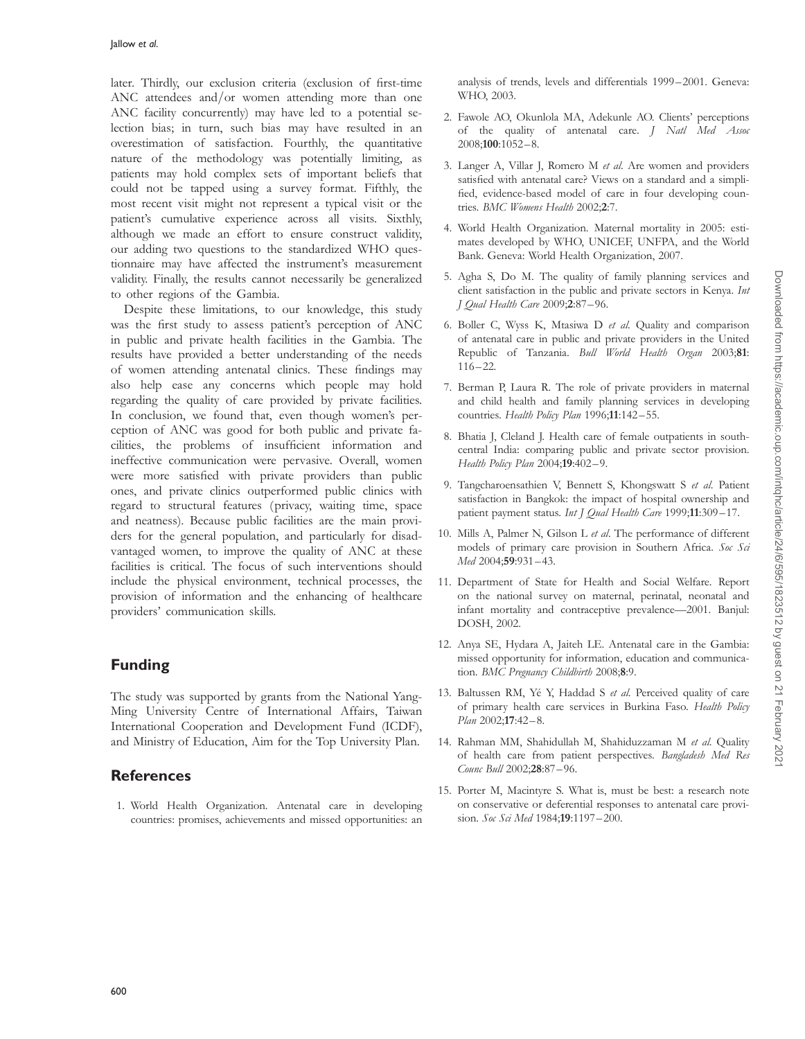later. Thirdly, our exclusion criteria (exclusion of first-time ANC attendees and/or women attending more than one ANC facility concurrently) may have led to a potential selection bias; in turn, such bias may have resulted in an overestimation of satisfaction. Fourthly, the quantitative nature of the methodology was potentially limiting, as patients may hold complex sets of important beliefs that could not be tapped using a survey format. Fifthly, the most recent visit might not represent a typical visit or the patient's cumulative experience across all visits. Sixthly, although we made an effort to ensure construct validity, our adding two questions to the standardized WHO questionnaire may have affected the instrument's measurement validity. Finally, the results cannot necessarily be generalized to other regions of the Gambia.

Despite these limitations, to our knowledge, this study was the first study to assess patient's perception of ANC in public and private health facilities in the Gambia. The results have provided a better understanding of the needs of women attending antenatal clinics. These findings may also help ease any concerns which people may hold regarding the quality of care provided by private facilities. In conclusion, we found that, even though women's perception of ANC was good for both public and private facilities, the problems of insufficient information and ineffective communication were pervasive. Overall, women were more satisfied with private providers than public ones, and private clinics outperformed public clinics with regard to structural features (privacy, waiting time, space and neatness). Because public facilities are the main providers for the general population, and particularly for disadvantaged women, to improve the quality of ANC at these facilities is critical. The focus of such interventions should include the physical environment, technical processes, the provision of information and the enhancing of healthcare providers' communication skills.

## Funding

The study was supported by grants from the National Yang-Ming University Centre of International Affairs, Taiwan International Cooperation and Development Fund (ICDF), and Ministry of Education, Aim for the Top University Plan.

## References

1. World Health Organization. Antenatal care in developing countries: promises, achievements and missed opportunities: an analysis of trends, levels and differentials 1999–2001. Geneva: WHO, 2003.
2. Fawole AO, Okunlola MA, Adekunle AO. Clients' perceptions of the quality of antenatal care. *J Natl Med Assoc* 2008;**100**:1052–8.
3. Langer A, Villar J, Romero M *et al*. Are women and providers satisfied with antenatal care? Views on a standard and a simplified, evidence-based model of care in four developing countries. *BMC Womens Health* 2002;**2**:7.
4. World Health Organization. Maternal mortality in 2005: estimates developed by WHO, UNICEF, UNFPA, and the World Bank. Geneva: World Health Organization, 2007.
5. Agha S, Do M. The quality of family planning services and client satisfaction in the public and private sectors in Kenya. *Int J Qual Health Care* 2009;**2**:87–96.
6. Boller C, Wyss K, Mtasiwa D *et al*. Quality and comparison of antenatal care in public and private providers in the United Republic of Tanzania. *Bull World Health Organ* 2003;**81**:116–22.
7. Berman P, Laura R. The role of private providers in maternal and child health and family planning services in developing countries. *Health Policy Plan* 1996;**11**:142–55.
8. Bhatia J, Cleland J. Health care of female outpatients in south-central India: comparing public and private sector provision. *Health Policy Plan* 2004;**19**:402–9.
9. Tangcharoensathien V, Bennett S, Khongswatt S *et al*. Patient satisfaction in Bangkok: the impact of hospital ownership and patient payment status. *Int J Qual Health Care* 1999;**11**:309–17.
10. Mills A, Palmer N, Gilson L *et al*. The performance of different models of primary care provision in Southern Africa. *Soc Sci Med* 2004;**59**:931–43.
11. Department of State for Health and Social Welfare. Report on the national survey on maternal, perinatal, neonatal and infant mortality and contraceptive prevalence—2001. Banjul: DOSH, 2002.
12. Anya SE, Hydara A, Jaiteh LE. Antenatal care in the Gambia: missed opportunity for information, education and communication. *BMC Pregnancy Childbirth* 2008;**8**:9.
13. Baltussen RM, Yé Y, Haddad S *et al*. Perceived quality of care of primary health care services in Burkina Faso. *Health Policy Plan* 2002;**17**:42–8.
14. Rahman MM, Shahidullah M, Shahiduzzaman M *et al*. Quality of health care from patient perspectives. *Bangladesh Med Res Counc Bull* 2002;**28**:87–96.
15. Porter M, Macintyre S. What is, must be best: a research note on conservative or deferential responses to antenatal care provision. *Soc Sci Med* 1984;**19**:1197–200.